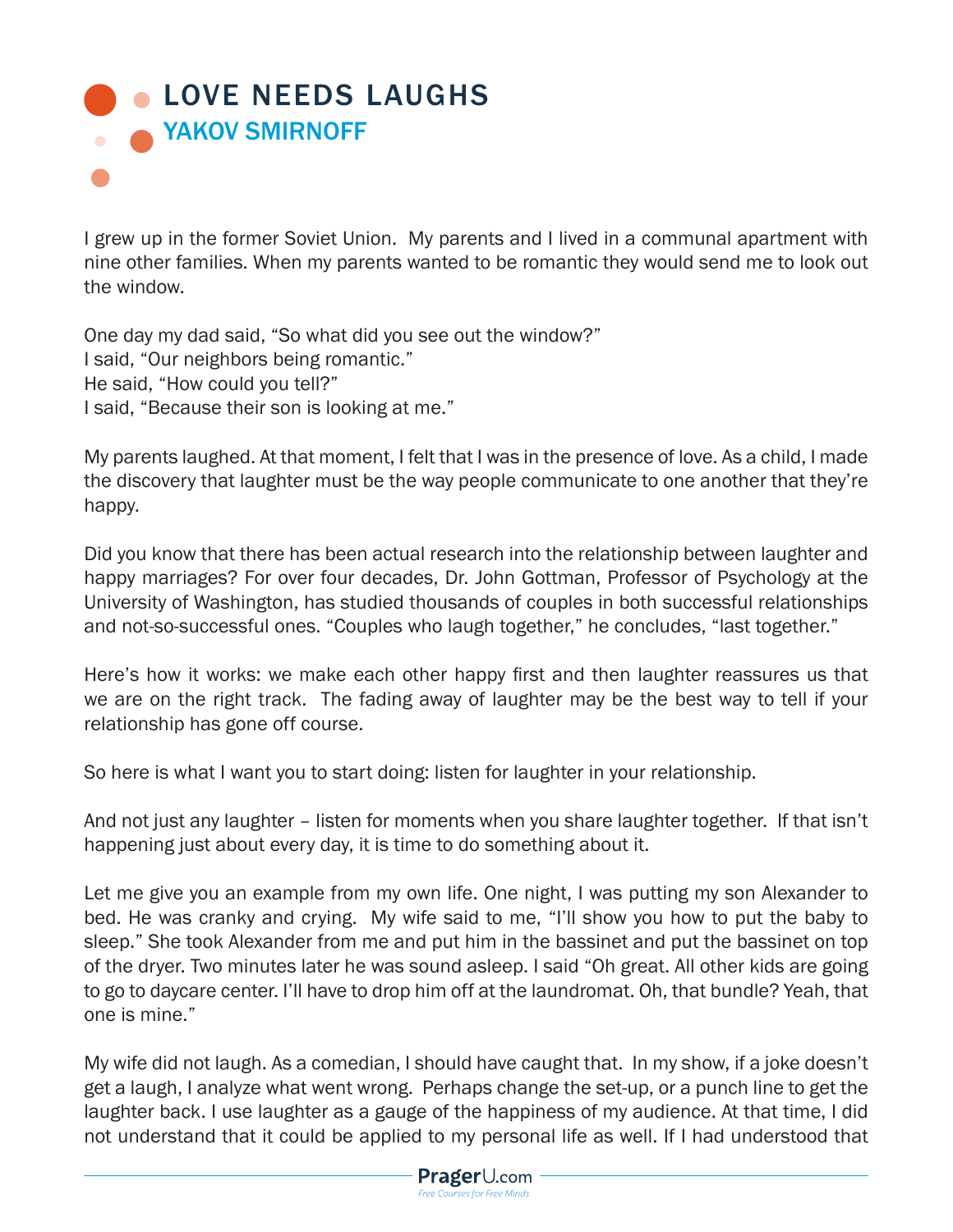# LOVE NEEDS LAUGHS

## YAKOV SMIRNOFF

I grew up in the former Soviet Union. My parents and I lived in a communal apartment with nine other families. When my parents wanted to be romantic they would send me to look out the window.

One day my dad said, "So what did you see out the window?"
I said, "Our neighbors being romantic."
He said, "How could you tell?"
I said, "Because their son is looking at me."

My parents laughed. At that moment, I felt that I was in the presence of love. As a child, I made the discovery that laughter must be the way people communicate to one another that they're happy.

Did you know that there has been actual research into the relationship between laughter and happy marriages? For over four decades, Dr. John Gottman, Professor of Psychology at the University of Washington, has studied thousands of couples in both successful relationships and not-so-successful ones. "Couples who laugh together," he concludes, "last together."

Here's how it works: we make each other happy first and then laughter reassures us that we are on the right track. The fading away of laughter may be the best way to tell if your relationship has gone off course.

So here is what I want you to start doing: listen for laughter in your relationship.

And not just any laughter – listen for moments when you share laughter together. If that isn't happening just about every day, it is time to do something about it.

Let me give you an example from my own life. One night, I was putting my son Alexander to bed. He was cranky and crying. My wife said to me, "I'll show you how to put the baby to sleep." She took Alexander from me and put him in the bassinet and put the bassinet on top of the dryer. Two minutes later he was sound asleep. I said "Oh great. All other kids are going to go to daycare center. I'll have to drop him off at the laundromat. Oh, that bundle? Yeah, that one is mine."

My wife did not laugh. As a comedian, I should have caught that. In my show, if a joke doesn't get a laugh, I analyze what went wrong. Perhaps change the set-up, or a punch line to get the laughter back. I use laughter as a gauge of the happiness of my audience. At that time, I did not understand that it could be applied to my personal life as well. If I had understood that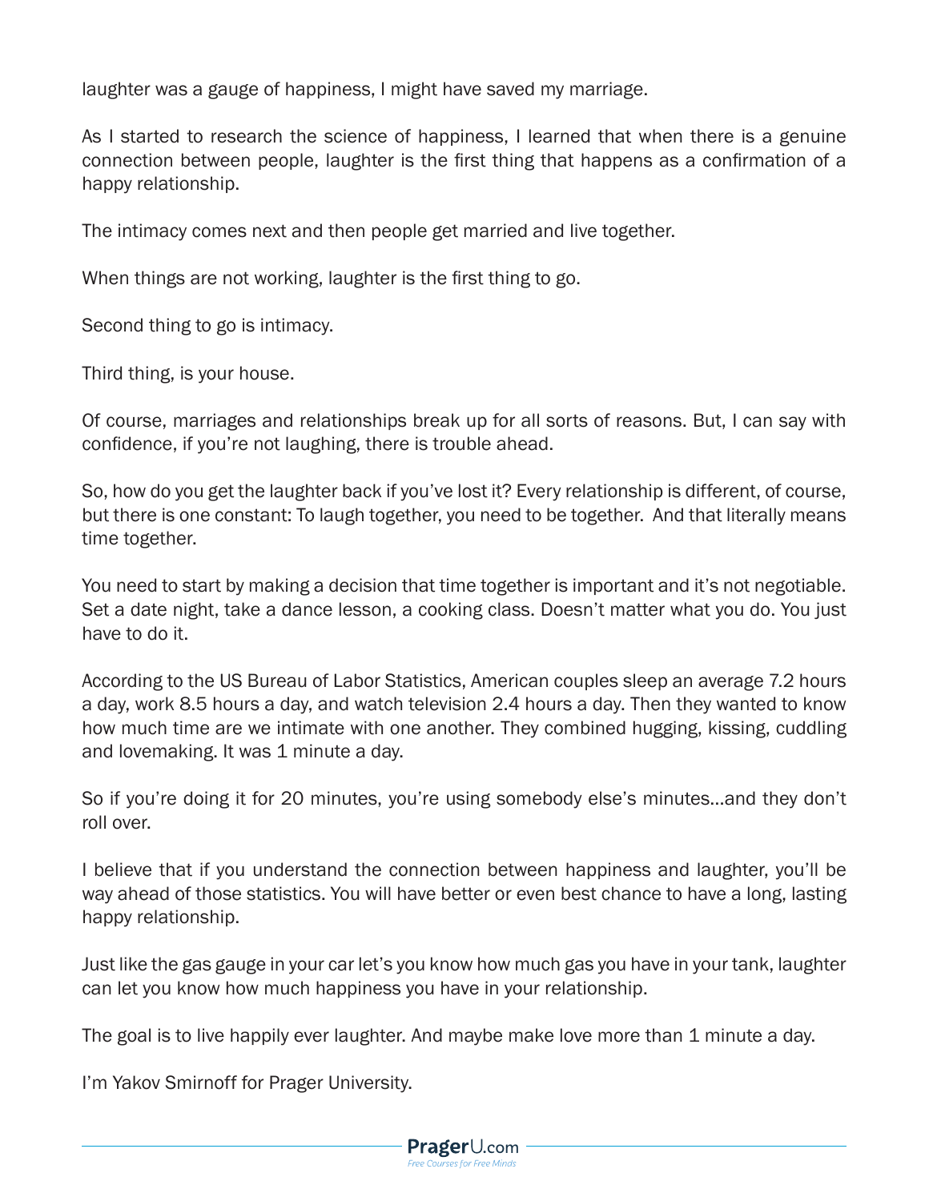laughter was a gauge of happiness, I might have saved my marriage.

As I started to research the science of happiness, I learned that when there is a genuine connection between people, laughter is the first thing that happens as a confirmation of a happy relationship.

The intimacy comes next and then people get married and live together.

When things are not working, laughter is the first thing to go.

Second thing to go is intimacy.

Third thing, is your house.

Of course, marriages and relationships break up for all sorts of reasons. But, I can say with confidence, if you're not laughing, there is trouble ahead.

So, how do you get the laughter back if you've lost it? Every relationship is different, of course, but there is one constant: To laugh together, you need to be together. And that literally means time together.

You need to start by making a decision that time together is important and it's not negotiable. Set a date night, take a dance lesson, a cooking class. Doesn't matter what you do. You just have to do it.

According to the US Bureau of Labor Statistics, American couples sleep an average 7.2 hours a day, work 8.5 hours a day, and watch television 2.4 hours a day. Then they wanted to know how much time are we intimate with one another. They combined hugging, kissing, cuddling and lovemaking. It was 1 minute a day.

So if you're doing it for 20 minutes, you're using somebody else's minutes…and they don't roll over.

I believe that if you understand the connection between happiness and laughter, you'll be way ahead of those statistics. You will have better or even best chance to have a long, lasting happy relationship.

Just like the gas gauge in your car let's you know how much gas you have in your tank, laughter can let you know how much happiness you have in your relationship.

The goal is to live happily ever laughter. And maybe make love more than 1 minute a day.

I'm Yakov Smirnoff for Prager University.